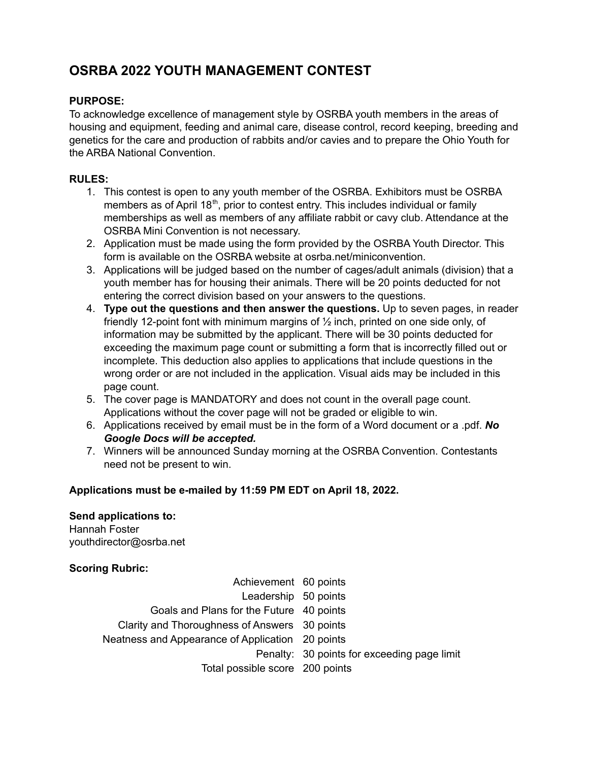# OSRBA 2022 YOUTH MANAGEMENT CONTEST

**PURPOSE:**
To acknowledge excellence of management style by OSRBA youth members in the areas of housing and equipment, feeding and animal care, disease control, record keeping, breeding and genetics for the care and production of rabbits and/or cavies and to prepare the Ohio Youth for the ARBA National Convention.

**RULES:**

1. This contest is open to any youth member of the OSRBA. Exhibitors must be OSRBA members as of April 18th, prior to contest entry. This includes individual or family memberships as well as members of any affiliate rabbit or cavy club. Attendance at the OSRBA Mini Convention is not necessary.
2. Application must be made using the form provided by the OSRBA Youth Director. This form is available on the OSRBA website at osrba.net/miniconvention.
3. Applications will be judged based on the number of cages/adult animals (division) that a youth member has for housing their animals. There will be 20 points deducted for not entering the correct division based on your answers to the questions.
4. **Type out the questions and then answer the questions.** Up to seven pages, in reader friendly 12-point font with minimum margins of ½ inch, printed on one side only, of information may be submitted by the applicant. There will be 30 points deducted for exceeding the maximum page count or submitting a form that is incorrectly filled out or incomplete. This deduction also applies to applications that include questions in the wrong order or are not included in the application. Visual aids may be included in this page count.
5. The cover page is MANDATORY and does not count in the overall page count. Applications without the cover page will not be graded or eligible to win.
6. Applications received by email must be in the form of a Word document or a .pdf. ***No Google Docs will be accepted.***
7. Winners will be announced Sunday morning at the OSRBA Convention. Contestants need not be present to win.

**Applications must be e-mailed by 11:59 PM EDT on April 18, 2022.**

**Send applications to:**
Hannah Foster
youthdirector@osrba.net

**Scoring Rubric:**

| | |
|---:|---|
| Achievement | 60 points |
| Leadership | 50 points |
| Goals and Plans for the Future | 40 points |
| Clarity and Thoroughness of Answers | 30 points |
| Neatness and Appearance of Application | 20 points |
| Penalty: | 30 points for exceeding page limit |
| Total possible score | 200 points |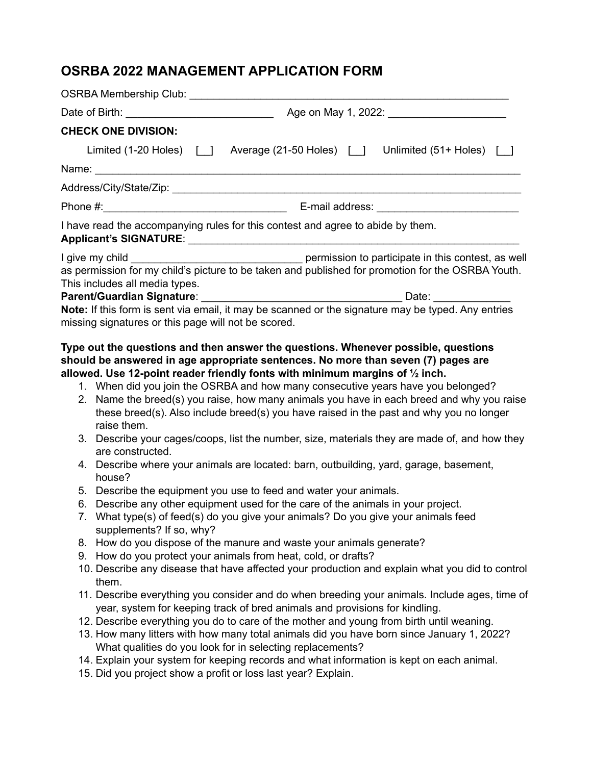# OSRBA 2022 MANAGEMENT APPLICATION FORM

OSRBA Membership Club: _______________________________________________________

Date of Birth: _________________________ Age on May 1, 2022: ___________________

**CHECK ONE DIVISION:**

Limited (1-20 Holes) [__] Average (21-50 Holes) [__] Unlimited (51+ Holes) [__]

Name: ___________________________________________________________________________

Address/City/State/Zip: _______________________________________________________

Phone #:_______________________________ E-mail address: ________________________

I have read the accompanying rules for this contest and agree to abide by them.
**Applicant's SIGNATURE**: ________________________________________________________

I give my child _____________________________ permission to participate in this contest, as well as permission for my child's picture to be taken and published for promotion for the OSRBA Youth. This includes all media types.
**Parent/Guardian Signature**: _________________________________ Date: _____________
**Note:** If this form is sent via email, it may be scanned or the signature may be typed. Any entries missing signatures or this page will not be scored.

**Type out the questions and then answer the questions. Whenever possible, questions should be answered in age appropriate sentences. No more than seven (7) pages are allowed. Use 12-point reader friendly fonts with minimum margins of ½ inch.**

1. When did you join the OSRBA and how many consecutive years have you belonged?
2. Name the breed(s) you raise, how many animals you have in each breed and why you raise these breed(s). Also include breed(s) you have raised in the past and why you no longer raise them.
3. Describe your cages/coops, list the number, size, materials they are made of, and how they are constructed.
4. Describe where your animals are located: barn, outbuilding, yard, garage, basement, house?
5. Describe the equipment you use to feed and water your animals.
6. Describe any other equipment used for the care of the animals in your project.
7. What type(s) of feed(s) do you give your animals? Do you give your animals feed supplements? If so, why?
8. How do you dispose of the manure and waste your animals generate?
9. How do you protect your animals from heat, cold, or drafts?
10. Describe any disease that have affected your production and explain what you did to control them.
11. Describe everything you consider and do when breeding your animals. Include ages, time of year, system for keeping track of bred animals and provisions for kindling.
12. Describe everything you do to care of the mother and young from birth until weaning.
13. How many litters with how many total animals did you have born since January 1, 2022? What qualities do you look for in selecting replacements?
14. Explain your system for keeping records and what information is kept on each animal.
15. Did you project show a profit or loss last year? Explain.